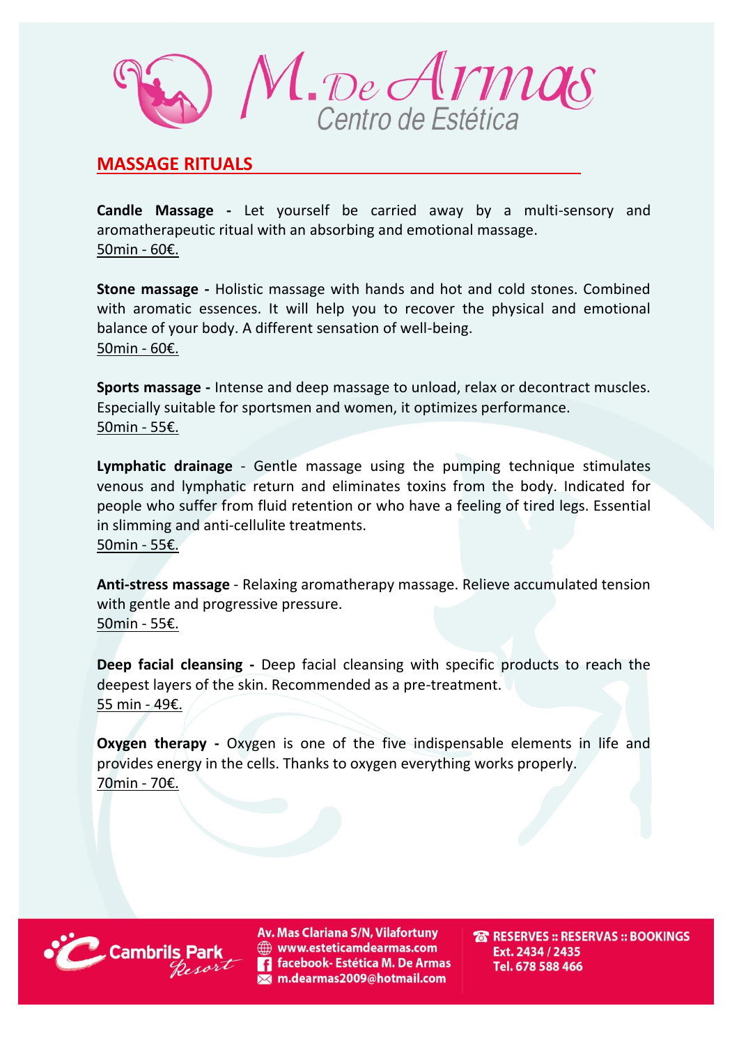# M. De Armas
Centro de Estética

## MASSAGE RITUALS

**Candle Massage -** Let yourself be carried away by a multi-sensory and aromatherapeutic ritual with an absorbing and emotional massage.
50min - 60€.

**Stone massage -** Holistic massage with hands and hot and cold stones. Combined with aromatic essences. It will help you to recover the physical and emotional balance of your body. A different sensation of well-being.
50min - 60€.

**Sports massage -** Intense and deep massage to unload, relax or decontract muscles. Especially suitable for sportsmen and women, it optimizes performance.
50min - 55€.

**Lymphatic drainage** - Gentle massage using the pumping technique stimulates venous and lymphatic return and eliminates toxins from the body. Indicated for people who suffer from fluid retention or who have a feeling of tired legs. Essential in slimming and anti-cellulite treatments.
50min - 55€.

**Anti-stress massage** - Relaxing aromatherapy massage. Relieve accumulated tension with gentle and progressive pressure.
50min - 55€.

**Deep facial cleansing -** Deep facial cleansing with specific products to reach the deepest layers of the skin. Recommended as a pre-treatment.
55 min - 49€.

**Oxygen therapy -** Oxygen is one of the five indispensable elements in life and provides energy in the cells. Thanks to oxygen everything works properly.
70min - 70€.

Cambrils Park Resort

Av. Mas Clariana S/N, Vilafortuny
www.esteticamdearmas.com
facebook- Estética M. De Armas
m.dearmas2009@hotmail.com

RESERVES :: RESERVAS :: BOOKINGS
Ext. 2434 / 2435
Tel. 678 588 466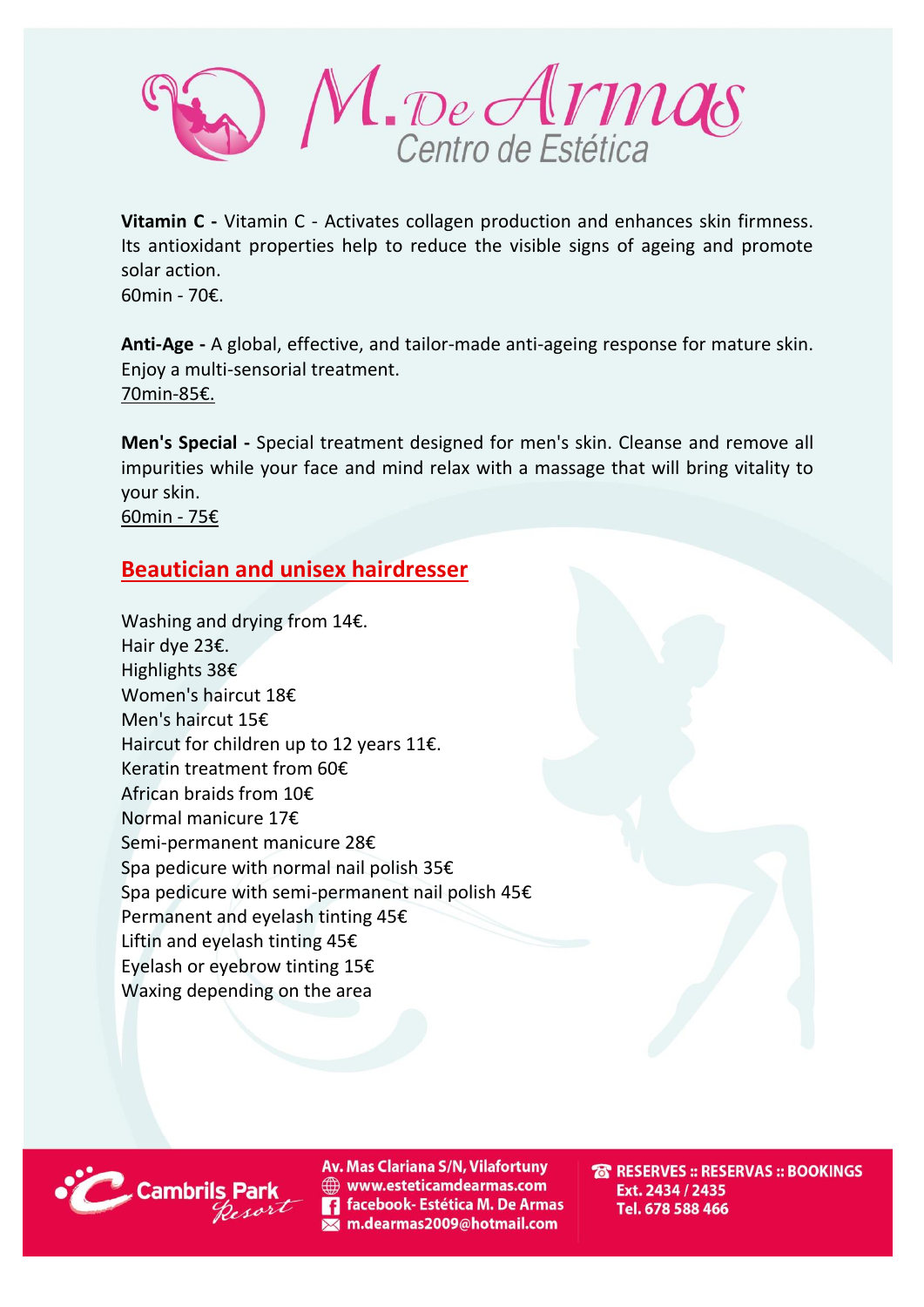# M. De Armas

Centro de Estética

**Vitamin C -** Vitamin C - Activates collagen production and enhances skin firmness. Its antioxidant properties help to reduce the visible signs of ageing and promote solar action.
60min - 70€.

**Anti-Age -** A global, effective, and tailor-made anti-ageing response for mature skin. Enjoy a multi-sensorial treatment.
70min-85€.

**Men's Special -** Special treatment designed for men's skin. Cleanse and remove all impurities while your face and mind relax with a massage that will bring vitality to your skin.
60min - 75€

## Beautician and unisex hairdresser

Washing and drying from 14€.
Hair dye 23€.
Highlights 38€
Women's haircut 18€
Men's haircut 15€
Haircut for children up to 12 years 11€.
Keratin treatment from 60€
African braids from 10€
Normal manicure 17€
Semi-permanent manicure 28€
Spa pedicure with normal nail polish 35€
Spa pedicure with semi-permanent nail polish 45€
Permanent and eyelash tinting 45€
Liftin and eyelash tinting 45€
Eyelash or eyebrow tinting 15€
Waxing depending on the area

Cambrils Park Resort

Av. Mas Clariana S/N, Vilafortuny
www.esteticamdearmas.com
facebook- Estética M. De Armas
m.dearmas2009@hotmail.com

RESERVES :: RESERVAS :: BOOKINGS
Ext. 2434 / 2435
Tel. 678 588 466